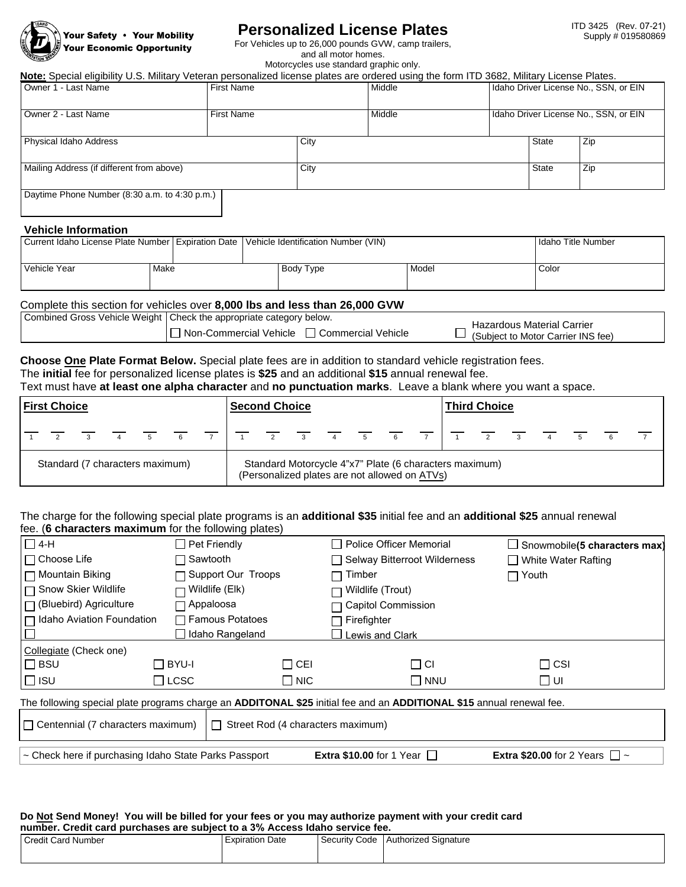Your Safety • Your Mobility
Your Economic Opportunity

# Personalized License Plates

For Vehicles up to 26,000 pounds GVW, camp trailers, and all motor homes.
Motorcycles use standard graphic only.

ITD 3425 (Rev. 07-21)
Supply # 019580869

**Note:** Special eligibility U.S. Military Veteran personalized license plates are ordered using the form ITD 3682, Military License Plates.

| Owner 1 - Last Name | First Name | Middle | Idaho Driver License No., SSN, or EIN |
|---|---|---|---|
| | | | |

| Owner 2 - Last Name | First Name | Middle | Idaho Driver License No., SSN, or EIN |
|---|---|---|---|
| | | | |

| Physical Idaho Address | City | State | Zip |
|---|---|---|---|
| | | | |

| Mailing Address (if different from above) | City | State | Zip |
|---|---|---|---|
| | | | |

| Daytime Phone Number (8:30 a.m. to 4:30 p.m.) |
|---|
| |

### Vehicle Information

| Current Idaho License Plate Number | Expiration Date | Vehicle Identification Number (VIN) | Idaho Title Number |
|---|---|---|---|
| | | | |

| Vehicle Year | Make | Body Type | Model | Color |
|---|---|---|---|---|
| | | | | |

Complete this section for vehicles over **8,000 lbs and less than 26,000 GVW**

| Combined Gross Vehicle Weight | Check the appropriate category below. | |
|---|---|---|
| | ☐ Non-Commercial Vehicle ☐ Commercial Vehicle | ☐ Hazardous Material Carrier (Subject to Motor Carrier INS fee) |

**Choose One Plate Format Below.** Special plate fees are in addition to standard vehicle registration fees.
The **initial** fee for personalized license plates is **$25** and an additional **$15** annual renewal fee.
Text must have **at least one alpha character** and **no punctuation marks**. Leave a blank where you want a space.

| First Choice | Second Choice | Third Choice |
|---|---|---|
| _ _ _ _ _ _ _ (1 2 3 4 5 6 7) | _ _ _ _ _ _ _ (1 2 3 4 5 6 7) | _ _ _ _ _ _ _ (1 2 3 4 5 6 7) |
| Standard (7 characters maximum) | Standard Motorcycle 4"x7" Plate (6 characters maximum) (Personalized plates are not allowed on ATVs) | |

The charge for the following special plate programs is an **additional $35** initial fee and an **additional $25** annual renewal fee. (**6 characters maximum** for the following plates)

| | | | |
|---|---|---|---|
| ☐ 4-H | ☐ Pet Friendly | ☐ Police Officer Memorial | ☐ Snowmobile **(5 characters max)** |
| ☐ Choose Life | ☐ Sawtooth | ☐ Selway Bitterroot Wilderness | ☐ White Water Rafting |
| ☐ Mountain Biking | ☐ Support Our Troops | ☐ Timber | ☐ Youth |
| ☐ Snow Skier Wildlife | ☐ Wildlife (Elk) | ☐ Wildlife (Trout) | |
| ☐ (Bluebird) Agriculture | ☐ Appaloosa | ☐ Capitol Commission | |
| ☐ Idaho Aviation Foundation | ☐ Famous Potatoes | ☐ Firefighter | |
| ☐ | ☐ Idaho Rangeland | ☐ Lewis and Clark | |

Collegiate (Check one)

| | | | | |
|---|---|---|---|---|
| ☐ BSU | ☐ BYU-I | ☐ CEI | ☐ CI | ☐ CSI |
| ☐ ISU | ☐ LCSC | ☐ NIC | ☐ NNU | ☐ UI |

The following special plate programs charge an **ADDITONAL $25** initial fee and an **ADDITIONAL $15** annual renewal fee.

| | |
|---|---|
| ☐ Centennial (7 characters maximum) | ☐ Street Rod (4 characters maximum) |

~ Check here if purchasing Idaho State Parks Passport **Extra $10.00** for 1 Year ☐ **Extra $20.00** for 2 Years ☐ ~

**Do Not Send Money! You will be billed for your fees or you may authorize payment with your credit card number. Credit card purchases are subject to a 3% Access Idaho service fee.**

| Credit Card Number | Expiration Date | Security Code | Authorized Signature |
|---|---|---|---|
| | | | |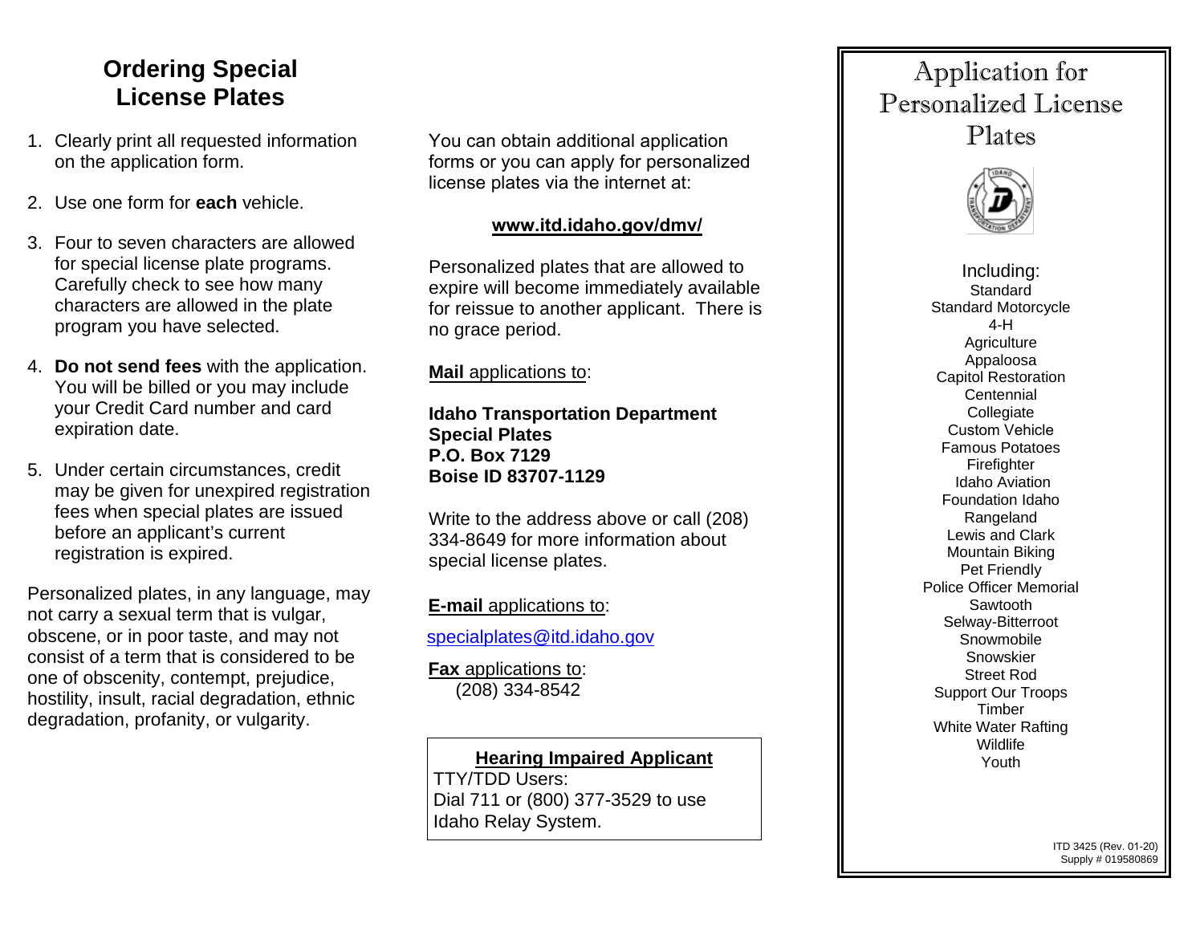## Ordering Special License Plates

1. Clearly print all requested information on the application form.
2. Use one form for **each** vehicle.
3. Four to seven characters are allowed for special license plate programs. Carefully check to see how many characters are allowed in the plate program you have selected.
4. **Do not send fees** with the application. You will be billed or you may include your Credit Card number and card expiration date.
5. Under certain circumstances, credit may be given for unexpired registration fees when special plates are issued before an applicant's current registration is expired.

Personalized plates, in any language, may not carry a sexual term that is vulgar, obscene, or in poor taste, and may not consist of a term that is considered to be one of obscenity, contempt, prejudice, hostility, insult, racial degradation, ethnic degradation, profanity, or vulgarity.

You can obtain additional application forms or you can apply for personalized license plates via the internet at:

**www.itd.idaho.gov/dmv/**

Personalized plates that are allowed to expire will become immediately available for reissue to another applicant. There is no grace period.

**Mail** applications to:

**Idaho Transportation Department**
**Special Plates**
**P.O. Box 7129**
**Boise ID 83707-1129**

Write to the address above or call (208) 334-8649 for more information about special license plates.

**E-mail** applications to:

specialplates@itd.idaho.gov

**Fax** applications to:
(208) 334-8542

**Hearing Impaired Applicant**
TTY/TDD Users:
Dial 711 or (800) 377-3529 to use Idaho Relay System.

# Application for Personalized License Plates

Including:
Standard
Standard Motorcycle
4-H
Agriculture
Appaloosa
Capitol Restoration
Centennial
Collegiate
Custom Vehicle
Famous Potatoes
Firefighter
Idaho Aviation
Foundation Idaho
Rangeland
Lewis and Clark
Mountain Biking
Pet Friendly
Police Officer Memorial
Sawtooth
Selway-Bitterroot
Snowmobile
Snowskier
Street Rod
Support Our Troops
Timber
White Water Rafting
Wildlife
Youth

ITD 3425 (Rev. 01-20)
Supply # 019580869